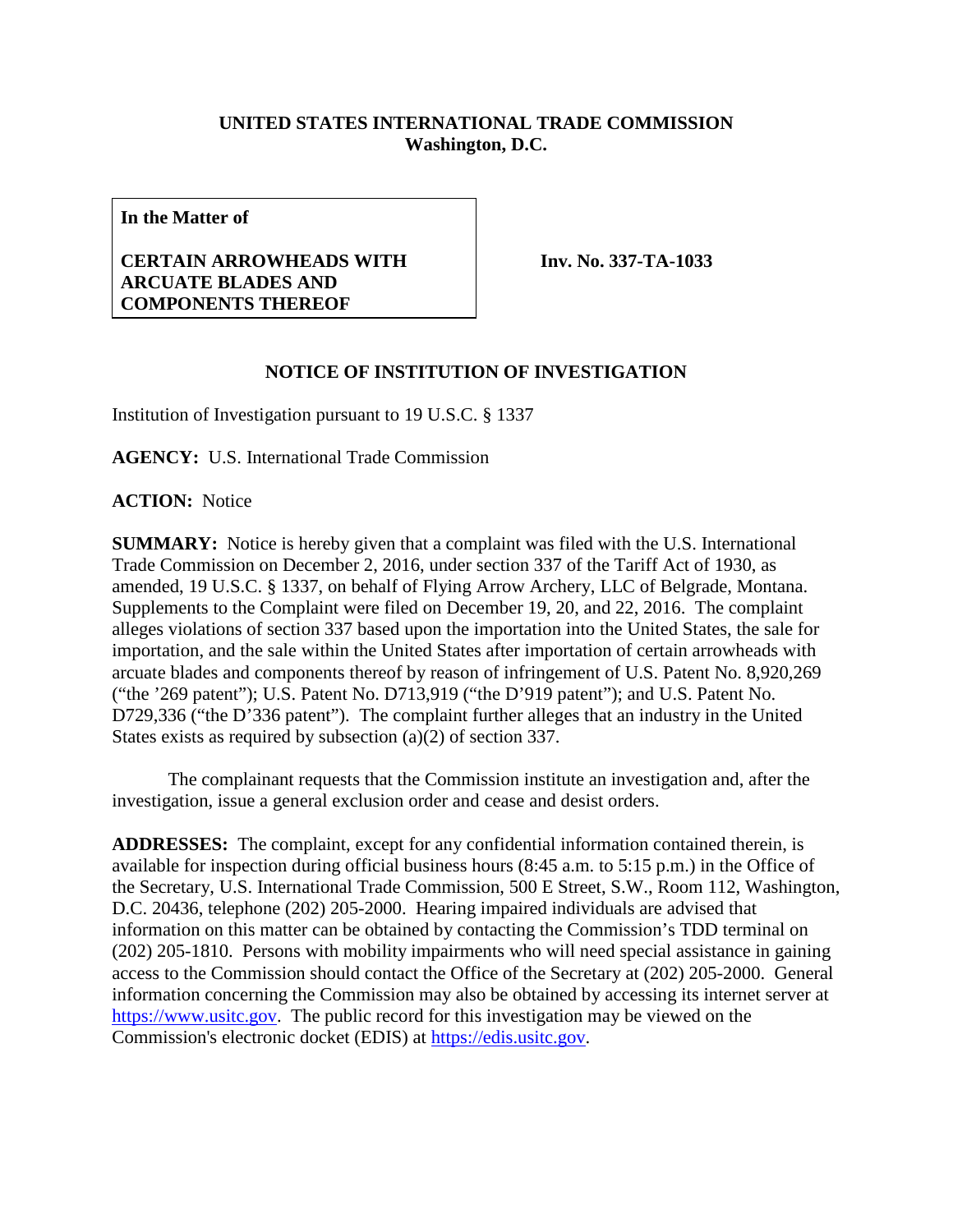**UNITED STATES INTERNATIONAL TRADE COMMISSION**
**Washington, D.C.**

| **In the Matter of**<br><br>**CERTAIN ARROWHEADS WITH ARCUATE BLADES AND COMPONENTS THEREOF** | **Inv. No. 337-TA-1033** |
|---|---|

**NOTICE OF INSTITUTION OF INVESTIGATION**

Institution of Investigation pursuant to 19 U.S.C. § 1337

**AGENCY:** U.S. International Trade Commission

**ACTION:** Notice

**SUMMARY:** Notice is hereby given that a complaint was filed with the U.S. International Trade Commission on December 2, 2016, under section 337 of the Tariff Act of 1930, as amended, 19 U.S.C. § 1337, on behalf of Flying Arrow Archery, LLC of Belgrade, Montana. Supplements to the Complaint were filed on December 19, 20, and 22, 2016. The complaint alleges violations of section 337 based upon the importation into the United States, the sale for importation, and the sale within the United States after importation of certain arrowheads with arcuate blades and components thereof by reason of infringement of U.S. Patent No. 8,920,269 ("the '269 patent"); U.S. Patent No. D713,919 ("the D'919 patent"); and U.S. Patent No. D729,336 ("the D'336 patent"). The complaint further alleges that an industry in the United States exists as required by subsection (a)(2) of section 337.

The complainant requests that the Commission institute an investigation and, after the investigation, issue a general exclusion order and cease and desist orders.

**ADDRESSES:** The complaint, except for any confidential information contained therein, is available for inspection during official business hours (8:45 a.m. to 5:15 p.m.) in the Office of the Secretary, U.S. International Trade Commission, 500 E Street, S.W., Room 112, Washington, D.C. 20436, telephone (202) 205-2000. Hearing impaired individuals are advised that information on this matter can be obtained by contacting the Commission's TDD terminal on (202) 205-1810. Persons with mobility impairments who will need special assistance in gaining access to the Commission should contact the Office of the Secretary at (202) 205-2000. General information concerning the Commission may also be obtained by accessing its internet server at https://www.usitc.gov. The public record for this investigation may be viewed on the Commission's electronic docket (EDIS) at https://edis.usitc.gov.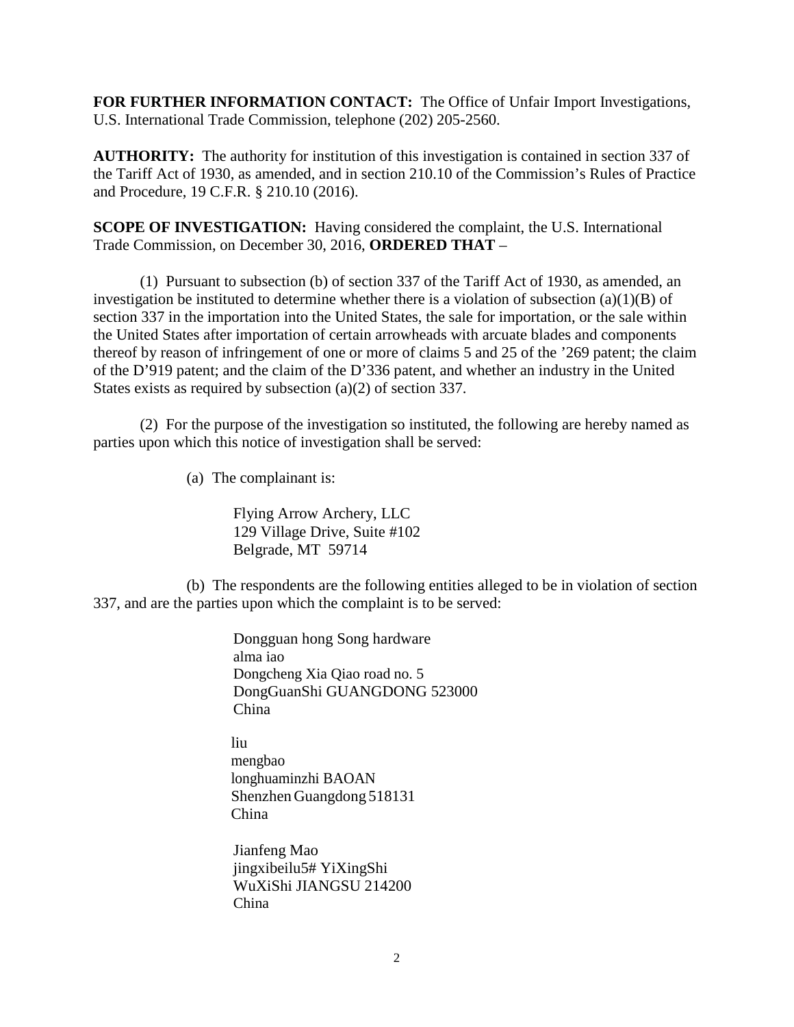**FOR FURTHER INFORMATION CONTACT:** The Office of Unfair Import Investigations, U.S. International Trade Commission, telephone (202) 205-2560.

**AUTHORITY:** The authority for institution of this investigation is contained in section 337 of the Tariff Act of 1930, as amended, and in section 210.10 of the Commission's Rules of Practice and Procedure, 19 C.F.R. § 210.10 (2016).

**SCOPE OF INVESTIGATION:** Having considered the complaint, the U.S. International Trade Commission, on December 30, 2016, **ORDERED THAT** –

(1) Pursuant to subsection (b) of section 337 of the Tariff Act of 1930, as amended, an investigation be instituted to determine whether there is a violation of subsection (a)(1)(B) of section 337 in the importation into the United States, the sale for importation, or the sale within the United States after importation of certain arrowheads with arcuate blades and components thereof by reason of infringement of one or more of claims 5 and 25 of the '269 patent; the claim of the D'919 patent; and the claim of the D'336 patent, and whether an industry in the United States exists as required by subsection (a)(2) of section 337.

(2) For the purpose of the investigation so instituted, the following are hereby named as parties upon which this notice of investigation shall be served:

(a) The complainant is:

Flying Arrow Archery, LLC
129 Village Drive, Suite #102
Belgrade, MT 59714

(b) The respondents are the following entities alleged to be in violation of section 337, and are the parties upon which the complaint is to be served:

Dongguan hong Song hardware
alma iao
Dongcheng Xia Qiao road no. 5
DongGuanShi GUANGDONG 523000
China

liu
mengbao
longhuaminzhi BAOAN
Shenzhen Guangdong 518131
China

Jianfeng Mao
jingxibeilu5# YiXingShi
WuXiShi JIANGSU 214200
China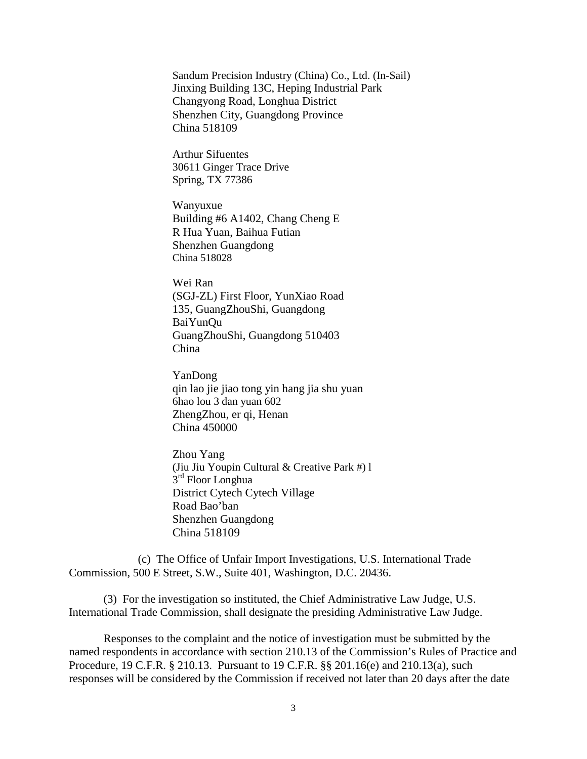Sandum Precision Industry (China) Co., Ltd. (In-Sail)
Jinxing Building 13C, Heping Industrial Park
Changyong Road, Longhua District
Shenzhen City, Guangdong Province
China 518109

Arthur Sifuentes
30611 Ginger Trace Drive
Spring, TX 77386

Wanyuxue
Building #6 A1402, Chang Cheng E
R Hua Yuan, Baihua Futian
Shenzhen Guangdong
China 518028

Wei Ran
(SGJ-ZL) First Floor, YunXiao Road
135, GuangZhouShi, Guangdong
BaiYunQu
GuangZhouShi, Guangdong 510403
China

YanDong
qin lao jie jiao tong yin hang jia shu yuan
6hao lou 3 dan yuan 602
ZhengZhou, er qi, Henan
China 450000

Zhou Yang
(Jiu Jiu Youpin Cultural & Creative Park #) l
3rd Floor Longhua
District Cytech Cytech Village
Road Bao'ban
Shenzhen Guangdong
China 518109

(c) The Office of Unfair Import Investigations, U.S. International Trade Commission, 500 E Street, S.W., Suite 401, Washington, D.C. 20436.

(3) For the investigation so instituted, the Chief Administrative Law Judge, U.S. International Trade Commission, shall designate the presiding Administrative Law Judge.

Responses to the complaint and the notice of investigation must be submitted by the named respondents in accordance with section 210.13 of the Commission's Rules of Practice and Procedure, 19 C.F.R. § 210.13. Pursuant to 19 C.F.R. §§ 201.16(e) and 210.13(a), such responses will be considered by the Commission if received not later than 20 days after the date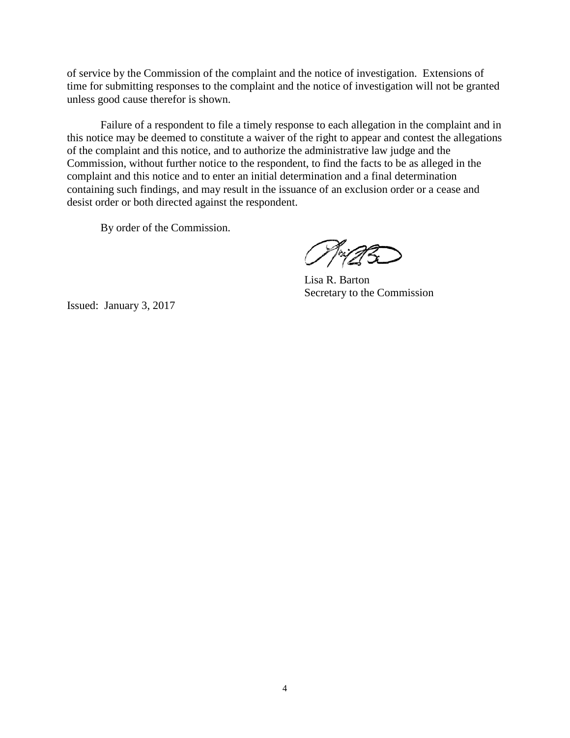of service by the Commission of the complaint and the notice of investigation. Extensions of time for submitting responses to the complaint and the notice of investigation will not be granted unless good cause therefor is shown.

Failure of a respondent to file a timely response to each allegation in the complaint and in this notice may be deemed to constitute a waiver of the right to appear and contest the allegations of the complaint and this notice, and to authorize the administrative law judge and the Commission, without further notice to the respondent, to find the facts to be as alleged in the complaint and this notice and to enter an initial determination and a final determination containing such findings, and may result in the issuance of an exclusion order or a cease and desist order or both directed against the respondent.

By order of the Commission.

Lisa R. Barton
Secretary to the Commission

Issued: January 3, 2017